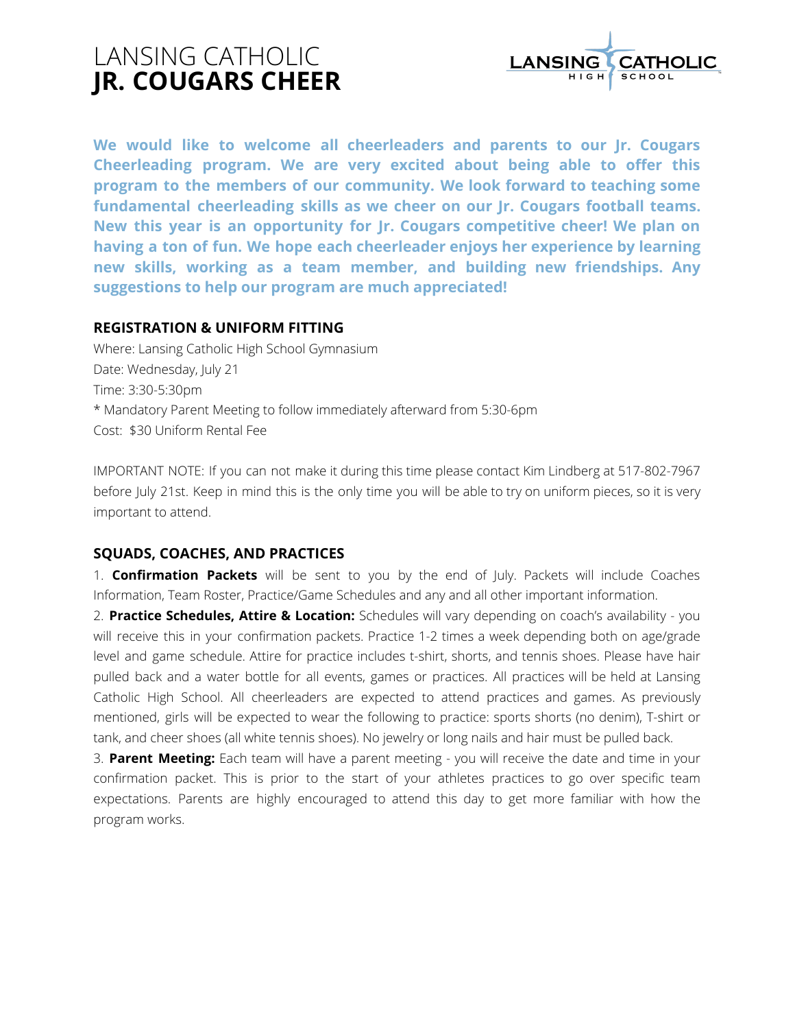# LANSING CATHOLIC
# **JR. COUGARS CHEER**

LANSING CATHOLIC HIGH SCHOOL

**We would like to welcome all cheerleaders and parents to our Jr. Cougars Cheerleading program. We are very excited about being able to offer this program to the members of our community. We look forward to teaching some fundamental cheerleading skills as we cheer on our Jr. Cougars football teams. New this year is an opportunity for Jr. Cougars competitive cheer! We plan on having a ton of fun. We hope each cheerleader enjoys her experience by learning new skills, working as a team member, and building new friendships. Any suggestions to help our program are much appreciated!**

## REGISTRATION & UNIFORM FITTING

Where: Lansing Catholic High School Gymnasium
Date: Wednesday, July 21
Time: 3:30-5:30pm
* Mandatory Parent Meeting to follow immediately afterward from 5:30-6pm
Cost: $30 Uniform Rental Fee

IMPORTANT NOTE: If you can not make it during this time please contact Kim Lindberg at 517-802-7967 before July 21st. Keep in mind this is the only time you will be able to try on uniform pieces, so it is very important to attend.

## SQUADS, COACHES, AND PRACTICES

1. **Confirmation Packets** will be sent to you by the end of July. Packets will include Coaches Information, Team Roster, Practice/Game Schedules and any and all other important information.

2. **Practice Schedules, Attire & Location:** Schedules will vary depending on coach's availability - you will receive this in your confirmation packets. Practice 1-2 times a week depending both on age/grade level and game schedule. Attire for practice includes t-shirt, shorts, and tennis shoes. Please have hair pulled back and a water bottle for all events, games or practices. All practices will be held at Lansing Catholic High School. All cheerleaders are expected to attend practices and games. As previously mentioned, girls will be expected to wear the following to practice: sports shorts (no denim), T-shirt or tank, and cheer shoes (all white tennis shoes). No jewelry or long nails and hair must be pulled back.

3. **Parent Meeting:** Each team will have a parent meeting - you will receive the date and time in your confirmation packet. This is prior to the start of your athletes practices to go over specific team expectations. Parents are highly encouraged to attend this day to get more familiar with how the program works.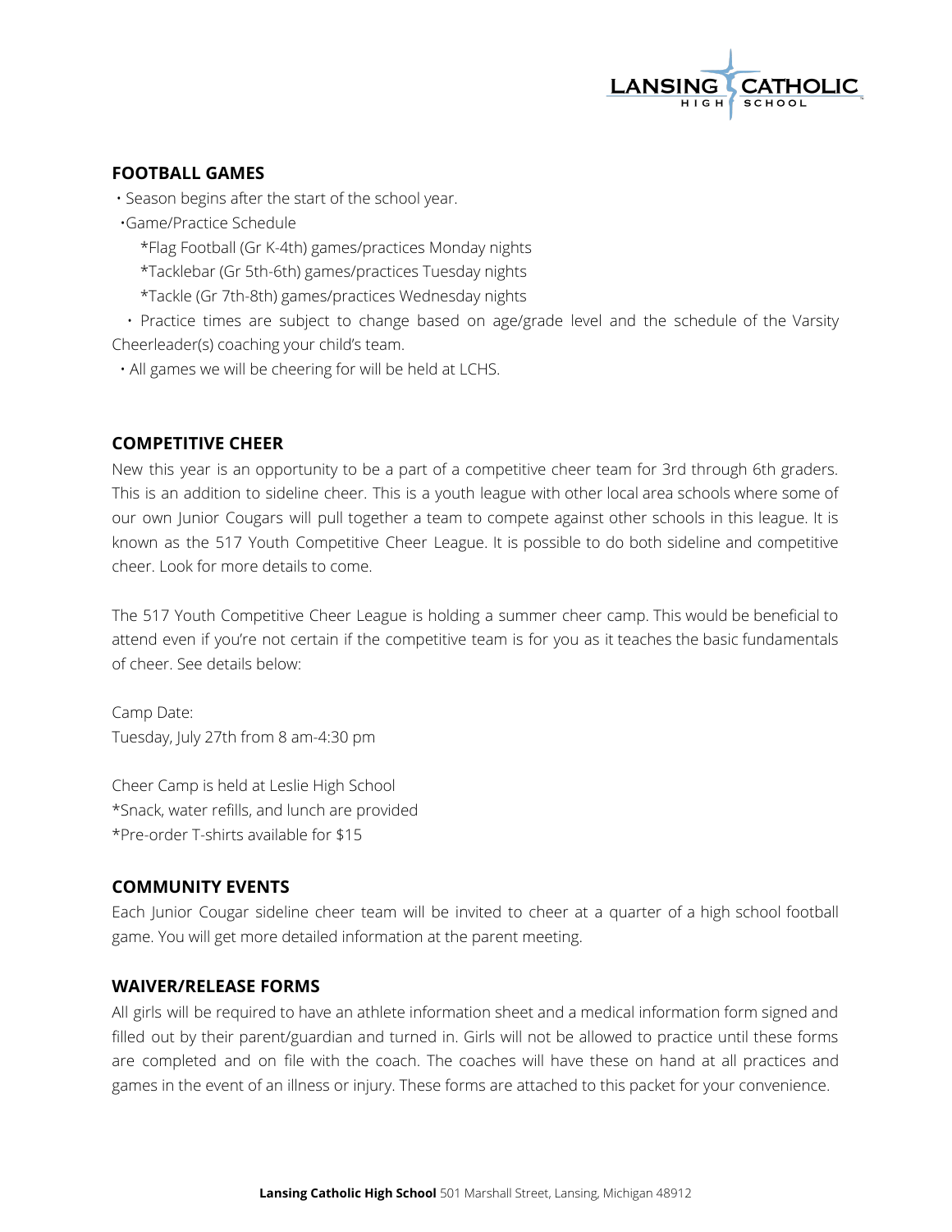## FOOTBALL GAMES

- Season begins after the start of the school year.
- Game/Practice Schedule
  - *Flag Football (Gr K-4th) games/practices Monday nights
  - *Tacklebar (Gr 5th-6th) games/practices Tuesday nights
  - *Tackle (Gr 7th-8th) games/practices Wednesday nights
- Practice times are subject to change based on age/grade level and the schedule of the Varsity Cheerleader(s) coaching your child's team.
- All games we will be cheering for will be held at LCHS.

## COMPETITIVE CHEER

New this year is an opportunity to be a part of a competitive cheer team for 3rd through 6th graders. This is an addition to sideline cheer. This is a youth league with other local area schools where some of our own Junior Cougars will pull together a team to compete against other schools in this league. It is known as the 517 Youth Competitive Cheer League. It is possible to do both sideline and competitive cheer. Look for more details to come.

The 517 Youth Competitive Cheer League is holding a summer cheer camp. This would be beneficial to attend even if you're not certain if the competitive team is for you as it teaches the basic fundamentals of cheer. See details below:

Camp Date:
Tuesday, July 27th from 8 am-4:30 pm

Cheer Camp is held at Leslie High School
*Snack, water refills, and lunch are provided
*Pre-order T-shirts available for $15

## COMMUNITY EVENTS

Each Junior Cougar sideline cheer team will be invited to cheer at a quarter of a high school football game. You will get more detailed information at the parent meeting.

## WAIVER/RELEASE FORMS

All girls will be required to have an athlete information sheet and a medical information form signed and filled out by their parent/guardian and turned in. Girls will not be allowed to practice until these forms are completed and on file with the coach. The coaches will have these on hand at all practices and games in the event of an illness or injury. These forms are attached to this packet for your convenience.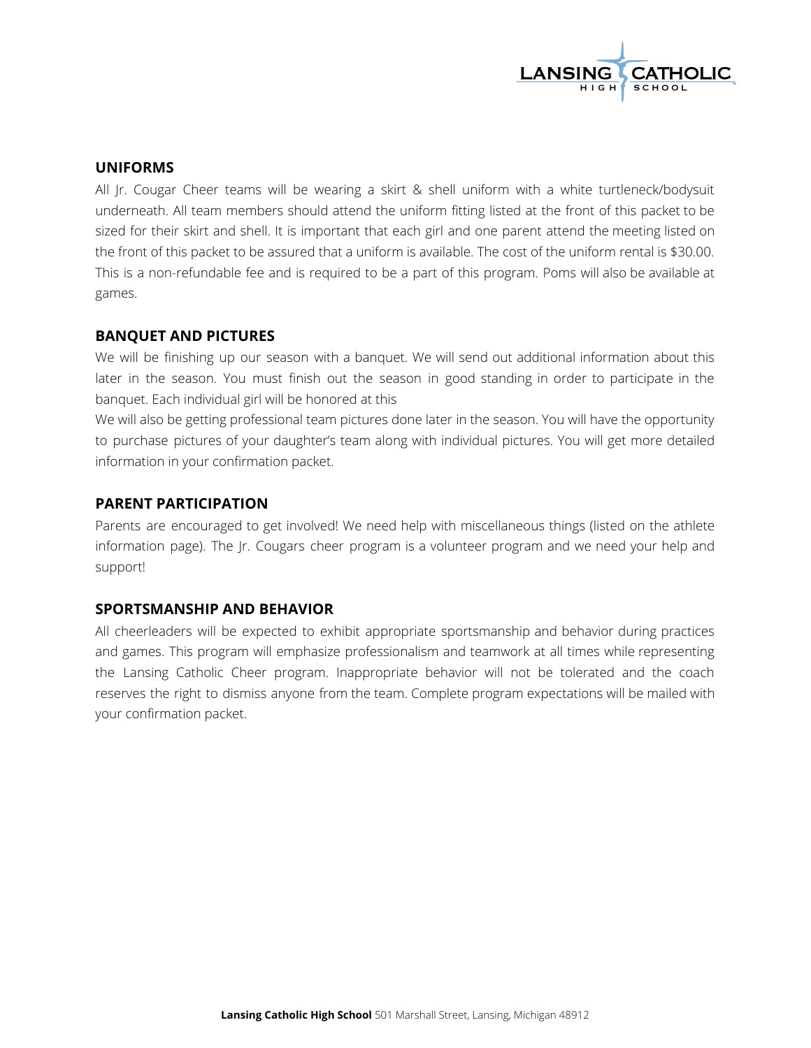## UNIFORMS

All Jr. Cougar Cheer teams will be wearing a skirt & shell uniform with a white turtleneck/bodysuit underneath. All team members should attend the uniform fitting listed at the front of this packet to be sized for their skirt and shell. It is important that each girl and one parent attend the meeting listed on the front of this packet to be assured that a uniform is available. The cost of the uniform rental is $30.00. This is a non-refundable fee and is required to be a part of this program. Poms will also be available at games.

## BANQUET AND PICTURES

We will be finishing up our season with a banquet. We will send out additional information about this later in the season. You must finish out the season in good standing in order to participate in the banquet. Each individual girl will be honored at this

We will also be getting professional team pictures done later in the season. You will have the opportunity to purchase pictures of your daughter's team along with individual pictures. You will get more detailed information in your confirmation packet.

## PARENT PARTICIPATION

Parents are encouraged to get involved! We need help with miscellaneous things (listed on the athlete information page). The Jr. Cougars cheer program is a volunteer program and we need your help and support!

## SPORTSMANSHIP AND BEHAVIOR

All cheerleaders will be expected to exhibit appropriate sportsmanship and behavior during practices and games. This program will emphasize professionalism and teamwork at all times while representing the Lansing Catholic Cheer program. Inappropriate behavior will not be tolerated and the coach reserves the right to dismiss anyone from the team. Complete program expectations will be mailed with your confirmation packet.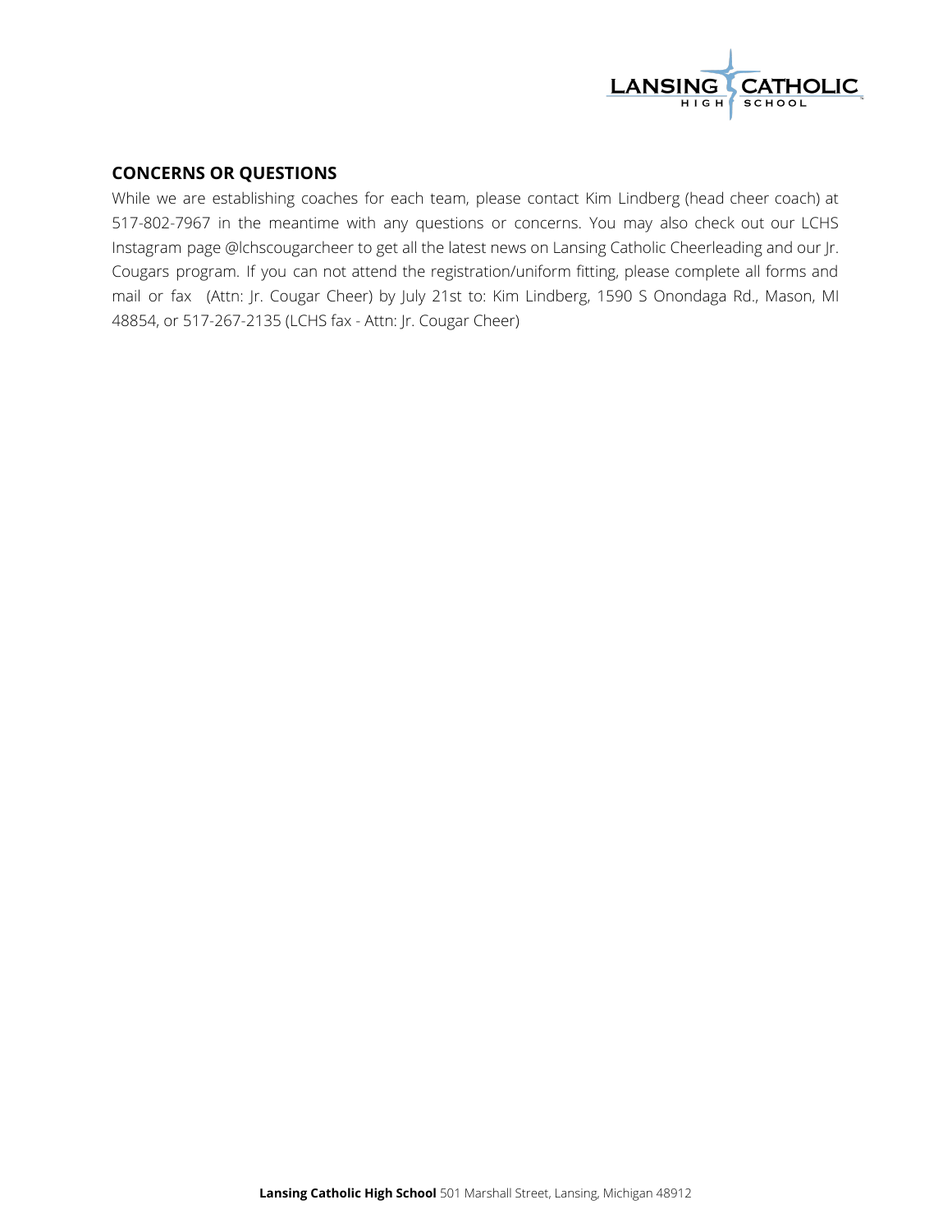## CONCERNS OR QUESTIONS

While we are establishing coaches for each team, please contact Kim Lindberg (head cheer coach) at 517-802-7967 in the meantime with any questions or concerns. You may also check out our LCHS Instagram page @lchscougarcheer to get all the latest news on Lansing Catholic Cheerleading and our Jr. Cougars program. If you can not attend the registration/uniform fitting, please complete all forms and mail or fax (Attn: Jr. Cougar Cheer) by July 21st to: Kim Lindberg, 1590 S Onondaga Rd., Mason, MI 48854, or 517-267-2135 (LCHS fax - Attn: Jr. Cougar Cheer)